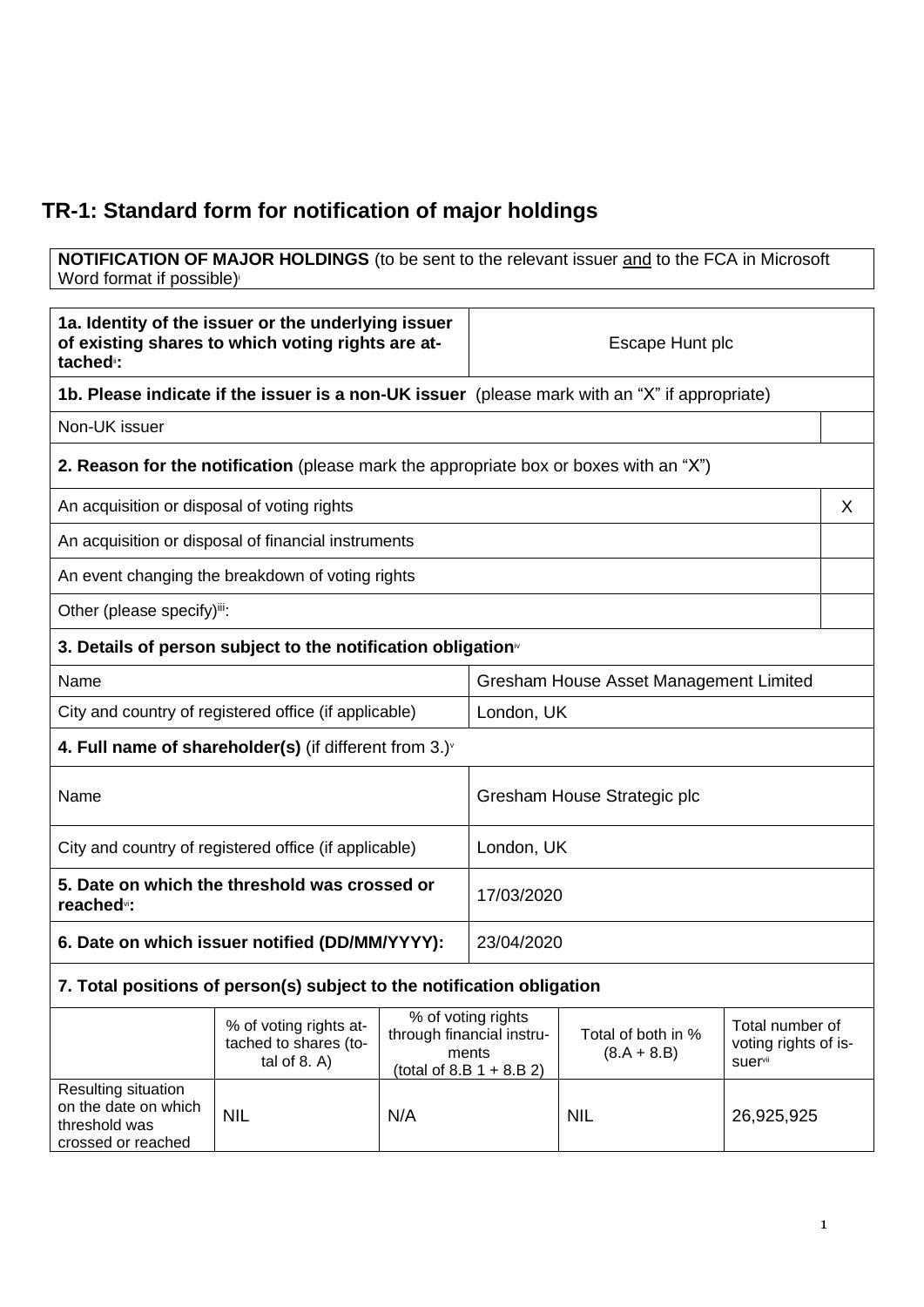# TR-1: Standard form for notification of major holdings

| **NOTIFICATION OF MAJOR HOLDINGS** (to be sent to the relevant issuer and to the FCA in Microsoft Word format if possible)[i] |
|---|

| **1a. Identity of the issuer or the underlying issuer of existing shares to which voting rights are attached**[ii]**:** | Escape Hunt plc | |
|---|---|---|
| **1b. Please indicate if the issuer is a non-UK issuer** (please mark with an "X" if appropriate) | | |
| Non-UK issuer | | |
| **2. Reason for the notification** (please mark the appropriate box or boxes with an "X") | | |
| An acquisition or disposal of voting rights | | X |
| An acquisition or disposal of financial instruments | | |
| An event changing the breakdown of voting rights | | |
| Other (please specify)[iii]: | | |
| **3. Details of person subject to the notification obligation**[iv] | | |
| Name | Gresham House Asset Management Limited | |
| City and country of registered office (if applicable) | London, UK | |
| **4. Full name of shareholder(s)** (if different from 3.)[v] | | |
| Name | Gresham House Strategic plc | |
| City and country of registered office (if applicable) | London, UK | |
| **5. Date on which the threshold was crossed or reached**[vi]**:** | 17/03/2020 | |
| **6. Date on which issuer notified (DD/MM/YYYY):** | 23/04/2020 | |

**7. Total positions of person(s) subject to the notification obligation**

| | % of voting rights attached to shares (total of 8. A) | % of voting rights through financial instruments (total of 8.B 1 + 8.B 2) | Total of both in % (8.A + 8.B) | Total number of voting rights of issuer[vii] |
|---|---|---|---|---|
| Resulting situation on the date on which threshold was crossed or reached | NIL | N/A | NIL | 26,925,925 |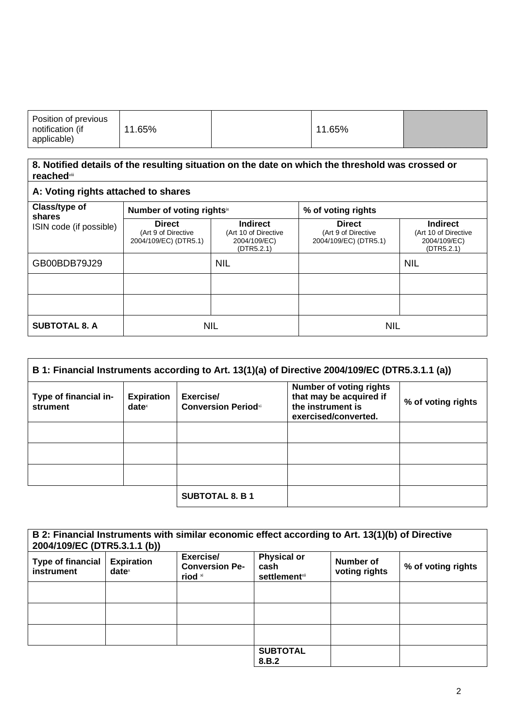| Position of previous notification (if applicable) | 11.65% | | 11.65% | |
|---|---|---|---|---|

| 8. Notified details of the resulting situation on the date on which the threshold was crossed or reached[viii] | | | | |
|---|---|---|---|---|
| **A: Voting rights attached to shares** | | | | |
| **Class/type of shares** ISIN code (if possible) | **Number of voting rights**[ix] | | **% of voting rights** | |
| | **Direct** (Art 9 of Directive 2004/109/EC) (DTR5.1) | **Indirect** (Art 10 of Directive 2004/109/EC) (DTR5.2.1) | **Direct** (Art 9 of Directive 2004/109/EC) (DTR5.1) | **Indirect** (Art 10 of Directive 2004/109/EC) (DTR5.2.1) |
| GB00BDB79J29 | | NIL | | NIL |
| | | | | |
| | | | | |
| **SUBTOTAL 8. A** | NIL | | NIL | |

| B 1: Financial Instruments according to Art. 13(1)(a) of Directive 2004/109/EC (DTR5.3.1.1 (a)) | | | | |
|---|---|---|---|---|
| **Type of financial instrument** | **Expiration date**[x] | **Exercise/ Conversion Period**[xi] | **Number of voting rights that may be acquired if the instrument is exercised/converted.** | **% of voting rights** |
| | | | | |
| | | | | |
| | | | | |
| | | **SUBTOTAL 8. B 1** | | |

| B 2: Financial Instruments with similar economic effect according to Art. 13(1)(b) of Directive 2004/109/EC (DTR5.3.1.1 (b)) | | | | | |
|---|---|---|---|---|---|
| **Type of financial instrument** | **Expiration date**[x] | **Exercise/ Conversion Period** [xi] | **Physical or cash settlement**[xii] | **Number of voting rights** | **% of voting rights** |
| | | | | | |
| | | | | | |
| | | | | | |
| | | | **SUBTOTAL 8.B.2** | | |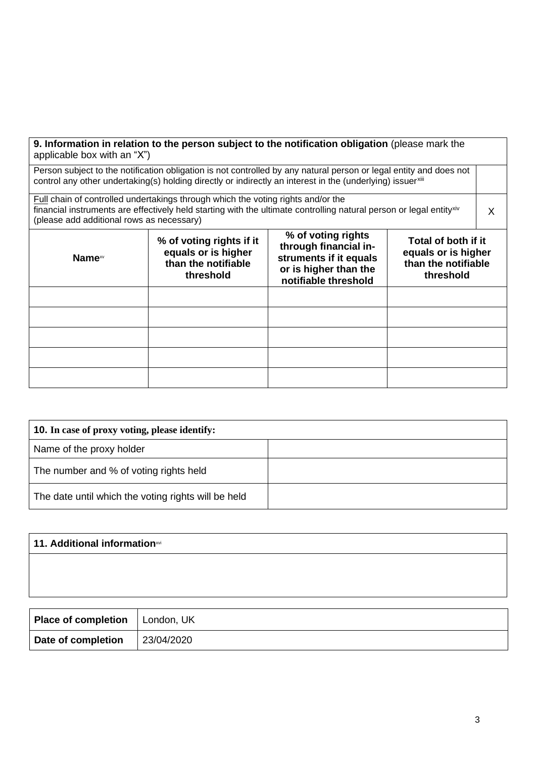| **9. Information in relation to the person subject to the notification obligation** (please mark the applicable box with an "X") | |
|---|---|
| Person subject to the notification obligation is not controlled by any natural person or legal entity and does not control any other undertaking(s) holding directly or indirectly an interest in the (underlying) issuer[xiii] | |
| Full chain of controlled undertakings through which the voting rights and/or the financial instruments are effectively held starting with the ultimate controlling natural person or legal entity[xiv] (please add additional rows as necessary) | X |

| **Name**[xv] | **% of voting rights if it equals or is higher than the notifiable threshold** | **% of voting rights through financial instruments if it equals or is higher than the notifiable threshold** | **Total of both if it equals or is higher than the notifiable threshold** |
|---|---|---|---|
| | | | |
| | | | |
| | | | |
| | | | |
| | | | |

| **10. In case of proxy voting, please identify:** | |
|---|---|
| Name of the proxy holder | |
| The number and % of voting rights held | |
| The date until which the voting rights will be held | |

| **11. Additional information**[xvi] |
|---|
| |

| **Place of completion** | London, UK |
|---|---|
| **Date of completion** | 23/04/2020 |